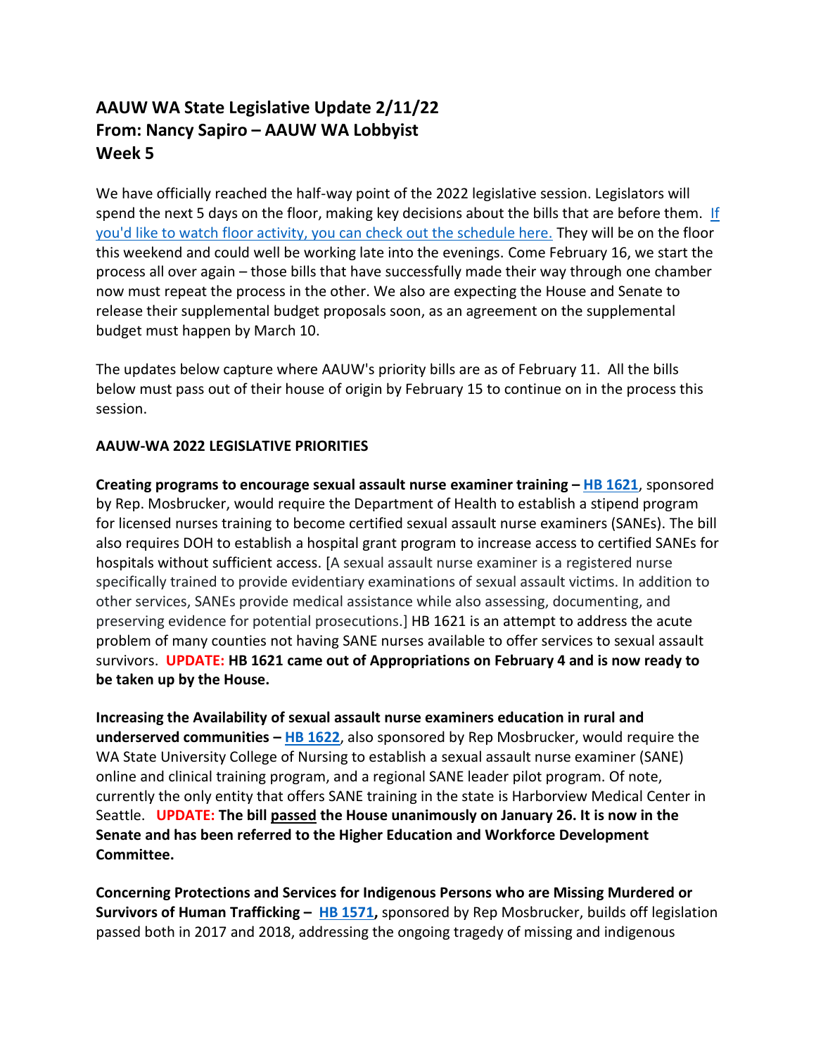# AAUW WA State Legislative Update 2/11/22
# From: Nancy Sapiro – AAUW WA Lobbyist
# Week 5

We have officially reached the half-way point of the 2022 legislative session. Legislators will spend the next 5 days on the floor, making key decisions about the bills that are before them. [If you'd like to watch floor activity, you can check out the schedule here.]() They will be on the floor this weekend and could well be working late into the evenings. Come February 16, we start the process all over again – those bills that have successfully made their way through one chamber now must repeat the process in the other. We also are expecting the House and Senate to release their supplemental budget proposals soon, as an agreement on the supplemental budget must happen by March 10.

The updates below capture where AAUW's priority bills are as of February 11. All the bills below must pass out of their house of origin by February 15 to continue on in the process this session.

**AAUW-WA 2022 LEGISLATIVE PRIORITIES**

**Creating programs to encourage sexual assault nurse examiner training – [HB 1621]()**, sponsored by Rep. Mosbrucker, would require the Department of Health to establish a stipend program for licensed nurses training to become certified sexual assault nurse examiners (SANEs). The bill also requires DOH to establish a hospital grant program to increase access to certified SANEs for hospitals without sufficient access. [A sexual assault nurse examiner is a registered nurse specifically trained to provide evidentiary examinations of sexual assault victims. In addition to other services, SANEs provide medical assistance while also assessing, documenting, and preserving evidence for potential prosecutions.] HB 1621 is an attempt to address the acute problem of many counties not having SANE nurses available to offer services to sexual assault survivors. **UPDATE: HB 1621 came out of Appropriations on February 4 and is now ready to be taken up by the House.**

**Increasing the Availability of sexual assault nurse examiners education in rural and underserved communities – [HB 1622]()**, also sponsored by Rep Mosbrucker, would require the WA State University College of Nursing to establish a sexual assault nurse examiner (SANE) online and clinical training program, and a regional SANE leader pilot program. Of note, currently the only entity that offers SANE training in the state is Harborview Medical Center in Seattle. **UPDATE: The bill passed the House unanimously on January 26. It is now in the Senate and has been referred to the Higher Education and Workforce Development Committee.**

**Concerning Protections and Services for Indigenous Persons who are Missing Murdered or Survivors of Human Trafficking – [HB 1571](),** sponsored by Rep Mosbrucker, builds off legislation passed both in 2017 and 2018, addressing the ongoing tragedy of missing and indigenous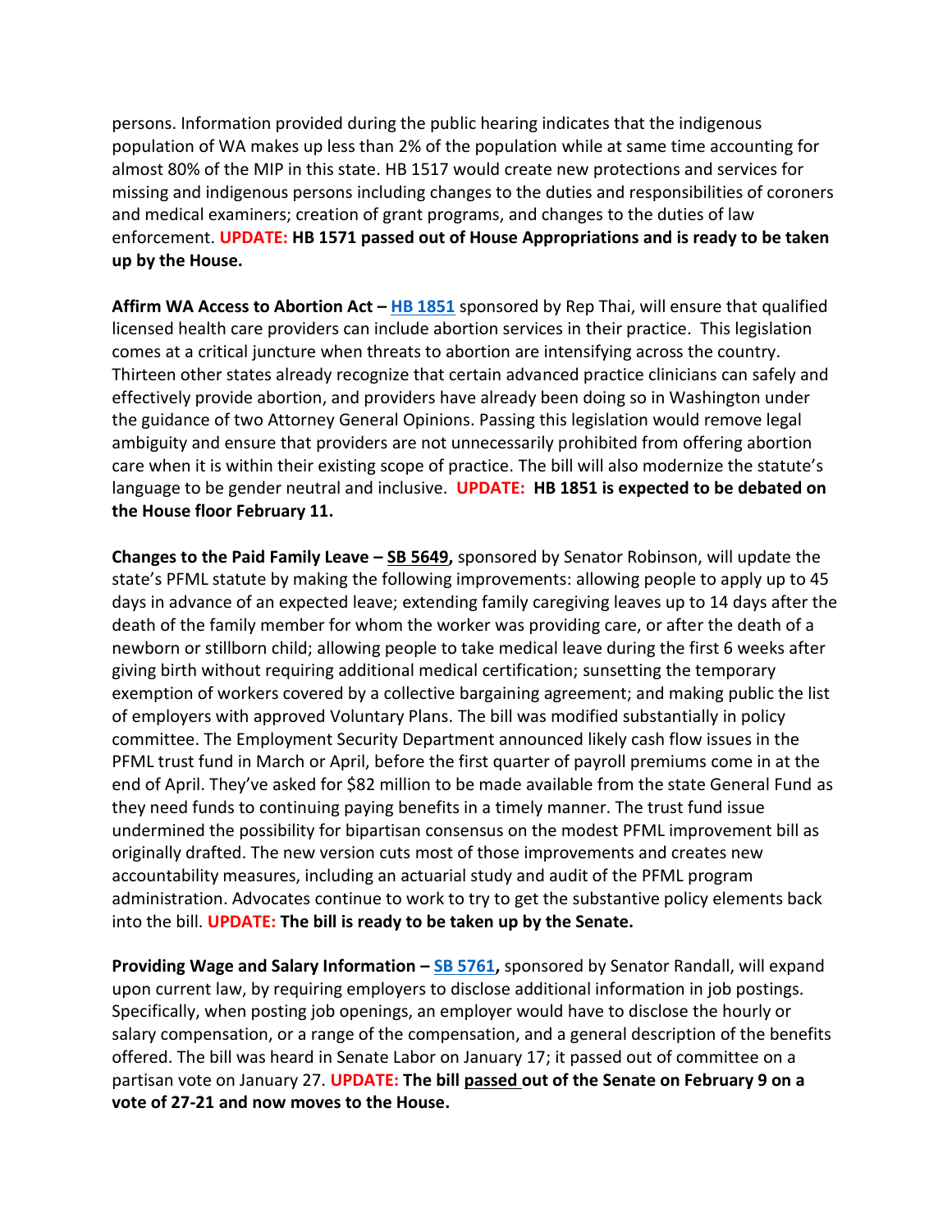persons. Information provided during the public hearing indicates that the indigenous population of WA makes up less than 2% of the population while at same time accounting for almost 80% of the MIP in this state. HB 1517 would create new protections and services for missing and indigenous persons including changes to the duties and responsibilities of coroners and medical examiners; creation of grant programs, and changes to the duties of law enforcement. **UPDATE: HB 1571 passed out of House Appropriations and is ready to be taken up by the House.**

**Affirm WA Access to Abortion Act – HB 1851** sponsored by Rep Thai, will ensure that qualified licensed health care providers can include abortion services in their practice. This legislation comes at a critical juncture when threats to abortion are intensifying across the country. Thirteen other states already recognize that certain advanced practice clinicians can safely and effectively provide abortion, and providers have already been doing so in Washington under the guidance of two Attorney General Opinions. Passing this legislation would remove legal ambiguity and ensure that providers are not unnecessarily prohibited from offering abortion care when it is within their existing scope of practice. The bill will also modernize the statute's language to be gender neutral and inclusive. **UPDATE: HB 1851 is expected to be debated on the House floor February 11.**

**Changes to the Paid Family Leave – SB 5649,** sponsored by Senator Robinson, will update the state's PFML statute by making the following improvements: allowing people to apply up to 45 days in advance of an expected leave; extending family caregiving leaves up to 14 days after the death of the family member for whom the worker was providing care, or after the death of a newborn or stillborn child; allowing people to take medical leave during the first 6 weeks after giving birth without requiring additional medical certification; sunsetting the temporary exemption of workers covered by a collective bargaining agreement; and making public the list of employers with approved Voluntary Plans. The bill was modified substantially in policy committee. The Employment Security Department announced likely cash flow issues in the PFML trust fund in March or April, before the first quarter of payroll premiums come in at the end of April. They've asked for $82 million to be made available from the state General Fund as they need funds to continuing paying benefits in a timely manner. The trust fund issue undermined the possibility for bipartisan consensus on the modest PFML improvement bill as originally drafted. The new version cuts most of those improvements and creates new accountability measures, including an actuarial study and audit of the PFML program administration. Advocates continue to work to try to get the substantive policy elements back into the bill. **UPDATE: The bill is ready to be taken up by the Senate.**

**Providing Wage and Salary Information – SB 5761,** sponsored by Senator Randall, will expand upon current law, by requiring employers to disclose additional information in job postings. Specifically, when posting job openings, an employer would have to disclose the hourly or salary compensation, or a range of the compensation, and a general description of the benefits offered. The bill was heard in Senate Labor on January 17; it passed out of committee on a partisan vote on January 27. **UPDATE: The bill passed out of the Senate on February 9 on a vote of 27-21 and now moves to the House.**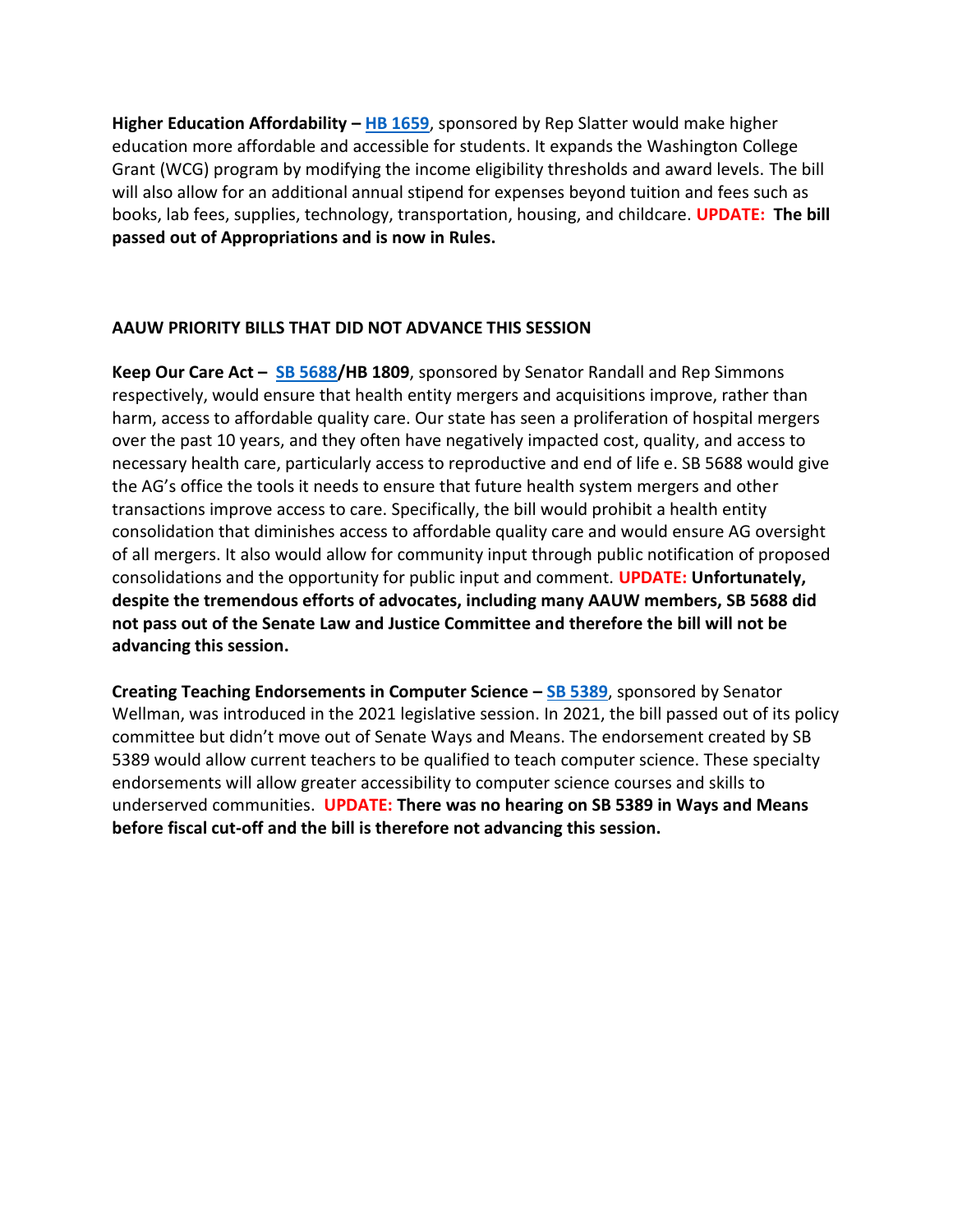**Higher Education Affordability – HB 1659**, sponsored by Rep Slatter would make higher education more affordable and accessible for students. It expands the Washington College Grant (WCG) program by modifying the income eligibility thresholds and award levels. The bill will also allow for an additional annual stipend for expenses beyond tuition and fees such as books, lab fees, supplies, technology, transportation, housing, and childcare. **UPDATE: The bill passed out of Appropriations and is now in Rules.**

**AAUW PRIORITY BILLS THAT DID NOT ADVANCE THIS SESSION**

**Keep Our Care Act – SB 5688/HB 1809**, sponsored by Senator Randall and Rep Simmons respectively, would ensure that health entity mergers and acquisitions improve, rather than harm, access to affordable quality care. Our state has seen a proliferation of hospital mergers over the past 10 years, and they often have negatively impacted cost, quality, and access to necessary health care, particularly access to reproductive and end of life e. SB 5688 would give the AG's office the tools it needs to ensure that future health system mergers and other transactions improve access to care. Specifically, the bill would prohibit a health entity consolidation that diminishes access to affordable quality care and would ensure AG oversight of all mergers. It also would allow for community input through public notification of proposed consolidations and the opportunity for public input and comment. **UPDATE: Unfortunately, despite the tremendous efforts of advocates, including many AAUW members, SB 5688 did not pass out of the Senate Law and Justice Committee and therefore the bill will not be advancing this session.**

**Creating Teaching Endorsements in Computer Science – SB 5389**, sponsored by Senator Wellman, was introduced in the 2021 legislative session. In 2021, the bill passed out of its policy committee but didn't move out of Senate Ways and Means. The endorsement created by SB 5389 would allow current teachers to be qualified to teach computer science. These specialty endorsements will allow greater accessibility to computer science courses and skills to underserved communities. **UPDATE: There was no hearing on SB 5389 in Ways and Means before fiscal cut-off and the bill is therefore not advancing this session.**